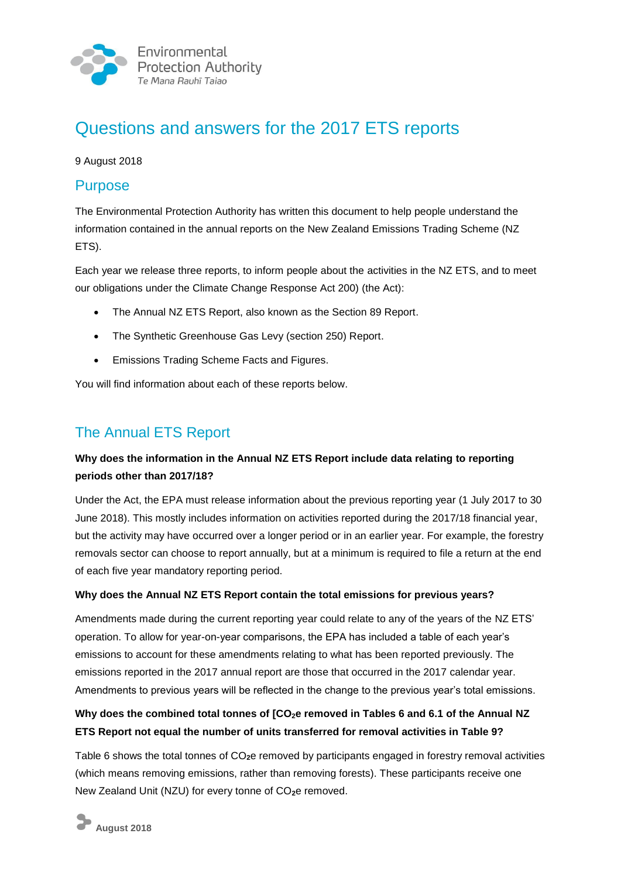Environmental Protection Authority
*Te Mana Rauhī Taiao*

# Questions and answers for the 2017 ETS reports

9 August 2018

## Purpose

The Environmental Protection Authority has written this document to help people understand the information contained in the annual reports on the New Zealand Emissions Trading Scheme (NZ ETS).

Each year we release three reports, to inform people about the activities in the NZ ETS, and to meet our obligations under the Climate Change Response Act 200) (the Act):

- The Annual NZ ETS Report, also known as the Section 89 Report.
- The Synthetic Greenhouse Gas Levy (section 250) Report.
- Emissions Trading Scheme Facts and Figures.

You will find information about each of these reports below.

## The Annual ETS Report

**Why does the information in the Annual NZ ETS Report include data relating to reporting periods other than 2017/18?**

Under the Act, the EPA must release information about the previous reporting year (1 July 2017 to 30 June 2018). This mostly includes information on activities reported during the 2017/18 financial year, but the activity may have occurred over a longer period or in an earlier year. For example, the forestry removals sector can choose to report annually, but at a minimum is required to file a return at the end of each five year mandatory reporting period.

**Why does the Annual NZ ETS Report contain the total emissions for previous years?**

Amendments made during the current reporting year could relate to any of the years of the NZ ETS' operation. To allow for year-on-year comparisons, the EPA has included a table of each year's emissions to account for these amendments relating to what has been reported previously. The emissions reported in the 2017 annual report are those that occurred in the 2017 calendar year. Amendments to previous years will be reflected in the change to the previous year's total emissions.

**Why does the combined total tonnes of [$CO_2$e removed in Tables 6 and 6.1 of the Annual NZ ETS Report not equal the number of units transferred for removal activities in Table 9?**

Table 6 shows the total tonnes of $CO_2$e removed by participants engaged in forestry removal activities (which means removing emissions, rather than removing forests). These participants receive one New Zealand Unit (NZU) for every tonne of $CO_2$e removed.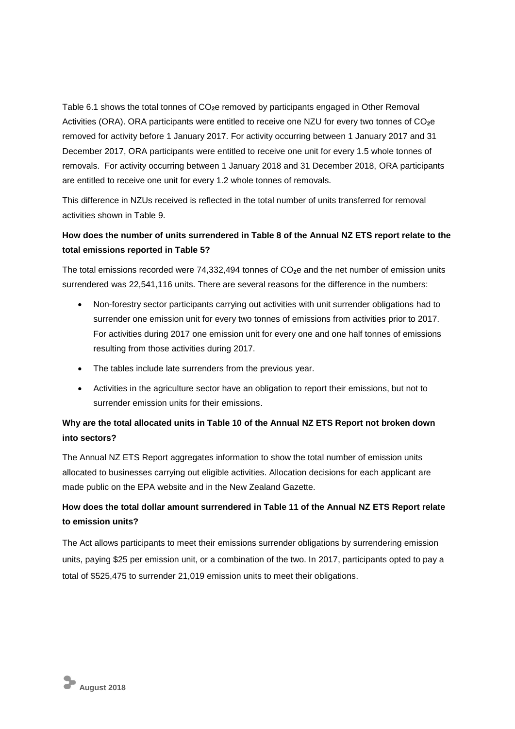Table 6.1 shows the total tonnes of $CO_2e$ removed by participants engaged in Other Removal Activities (ORA). ORA participants were entitled to receive one NZU for every two tonnes of $CO_2e$ removed for activity before 1 January 2017. For activity occurring between 1 January 2017 and 31 December 2017, ORA participants were entitled to receive one unit for every 1.5 whole tonnes of removals. For activity occurring between 1 January 2018 and 31 December 2018, ORA participants are entitled to receive one unit for every 1.2 whole tonnes of removals.

This difference in NZUs received is reflected in the total number of units transferred for removal activities shown in Table 9.

**How does the number of units surrendered in Table 8 of the Annual NZ ETS report relate to the total emissions reported in Table 5?**

The total emissions recorded were 74,332,494 tonnes of $CO_2e$ and the net number of emission units surrendered was 22,541,116 units. There are several reasons for the difference in the numbers:

- Non-forestry sector participants carrying out activities with unit surrender obligations had to surrender one emission unit for every two tonnes of emissions from activities prior to 2017. For activities during 2017 one emission unit for every one and one half tonnes of emissions resulting from those activities during 2017.
- The tables include late surrenders from the previous year.
- Activities in the agriculture sector have an obligation to report their emissions, but not to surrender emission units for their emissions.

**Why are the total allocated units in Table 10 of the Annual NZ ETS Report not broken down into sectors?**

The Annual NZ ETS Report aggregates information to show the total number of emission units allocated to businesses carrying out eligible activities. Allocation decisions for each applicant are made public on the EPA website and in the New Zealand Gazette.

**How does the total dollar amount surrendered in Table 11 of the Annual NZ ETS Report relate to emission units?**

The Act allows participants to meet their emissions surrender obligations by surrendering emission units, paying $25 per emission unit, or a combination of the two. In 2017, participants opted to pay a total of $525,475 to surrender 21,019 emission units to meet their obligations.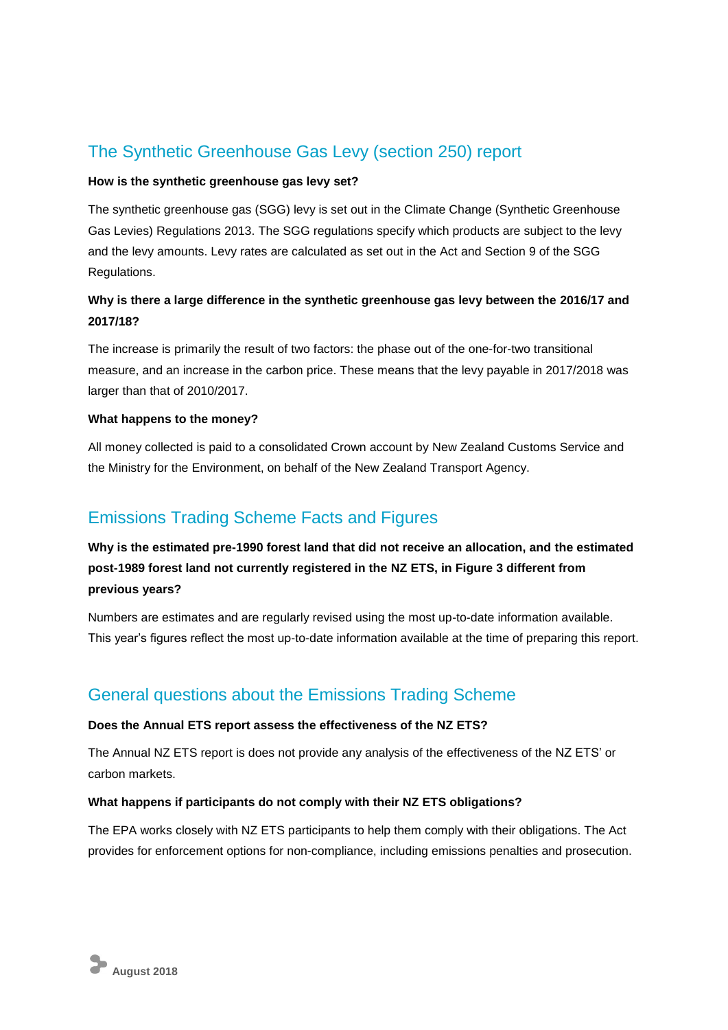## The Synthetic Greenhouse Gas Levy (section 250) report

**How is the synthetic greenhouse gas levy set?**

The synthetic greenhouse gas (SGG) levy is set out in the Climate Change (Synthetic Greenhouse Gas Levies) Regulations 2013. The SGG regulations specify which products are subject to the levy and the levy amounts. Levy rates are calculated as set out in the Act and Section 9 of the SGG Regulations.

**Why is there a large difference in the synthetic greenhouse gas levy between the 2016/17 and 2017/18?**

The increase is primarily the result of two factors: the phase out of the one-for-two transitional measure, and an increase in the carbon price. These means that the levy payable in 2017/2018 was larger than that of 2010/2017.

**What happens to the money?**

All money collected is paid to a consolidated Crown account by New Zealand Customs Service and the Ministry for the Environment, on behalf of the New Zealand Transport Agency.

## Emissions Trading Scheme Facts and Figures

**Why is the estimated pre-1990 forest land that did not receive an allocation, and the estimated post-1989 forest land not currently registered in the NZ ETS, in Figure 3 different from previous years?**

Numbers are estimates and are regularly revised using the most up-to-date information available. This year's figures reflect the most up-to-date information available at the time of preparing this report.

## General questions about the Emissions Trading Scheme

**Does the Annual ETS report assess the effectiveness of the NZ ETS?**

The Annual NZ ETS report is does not provide any analysis of the effectiveness of the NZ ETS' or carbon markets.

**What happens if participants do not comply with their NZ ETS obligations?**

The EPA works closely with NZ ETS participants to help them comply with their obligations. The Act provides for enforcement options for non-compliance, including emissions penalties and prosecution.

August 2018